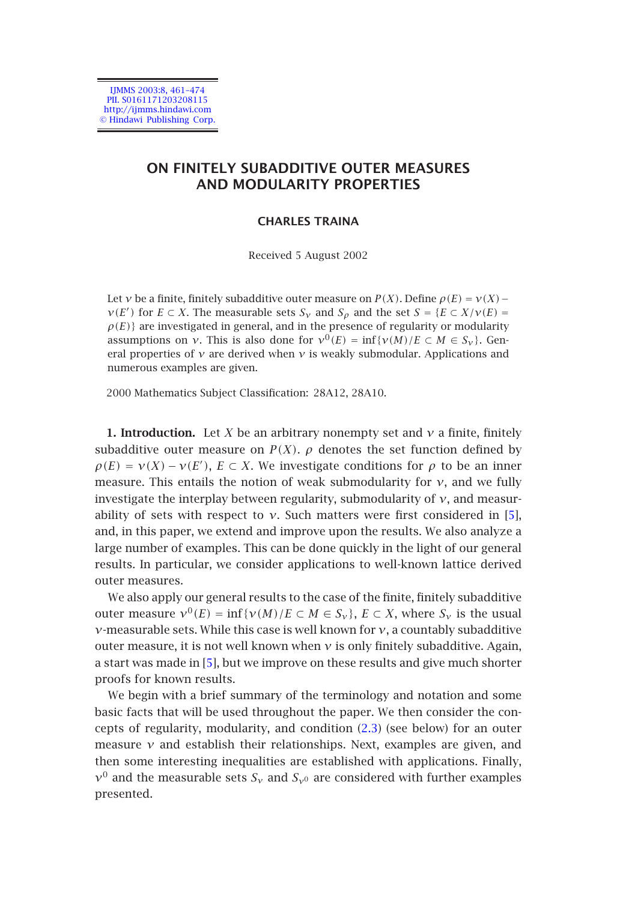# ON FINITELY SUBADDITIVE OUTER MEASURES AND MODULARITY PROPERTIES

**CHARLES TRAINA**

Received 5 August 2002

Let $\nu$ be a finite, finitely subadditive outer measure on $P(X)$. Define $\rho(E) = \nu(X) - \nu(E')$ for $E \subset X$. The measurable sets $S_\nu$ and $S_\rho$ and the set $S = \{E \subset X / \nu(E) = \rho(E)\}$ are investigated in general, and in the presence of regularity or modularity assumptions on $\nu$. This is also done for $\nu^0(E) = \inf\{\nu(M)/E \subset M \in S_\nu\}$. General properties of $\nu$ are derived when $\nu$ is weakly submodular. Applications and numerous examples are given.

2000 Mathematics Subject Classification: 28A12, 28A10.

**1. Introduction.** Let $X$ be an arbitrary nonempty set and $\nu$ a finite, finitely subadditive outer measure on $P(X)$. $\rho$ denotes the set function defined by $\rho(E) = \nu(X) - \nu(E')$, $E \subset X$. We investigate conditions for $\rho$ to be an inner measure. This entails the notion of weak submodularity for $\nu$, and we fully investigate the interplay between regularity, submodularity of $\nu$, and measurability of sets with respect to $\nu$. Such matters were first considered in [5], and, in this paper, we extend and improve upon the results. We also analyze a large number of examples. This can be done quickly in the light of our general results. In particular, we consider applications to well-known lattice derived outer measures.

We also apply our general results to the case of the finite, finitely subadditive outer measure $\nu^0(E) = \inf\{\nu(M)/E \subset M \in S_\nu\}$, $E \subset X$, where $S_\nu$ is the usual $\nu$-measurable sets. While this case is well known for $\nu$, a countably subadditive outer measure, it is not well known when $\nu$ is only finitely subadditive. Again, a start was made in [5], but we improve on these results and give much shorter proofs for known results.

We begin with a brief summary of the terminology and notation and some basic facts that will be used throughout the paper. We then consider the concepts of regularity, modularity, and condition (2.3) (see below) for an outer measure $\nu$ and establish their relationships. Next, examples are given, and then some interesting inequalities are established with applications. Finally, $\nu^0$ and the measurable sets $S_\nu$ and $S_{\nu^0}$ are considered with further examples presented.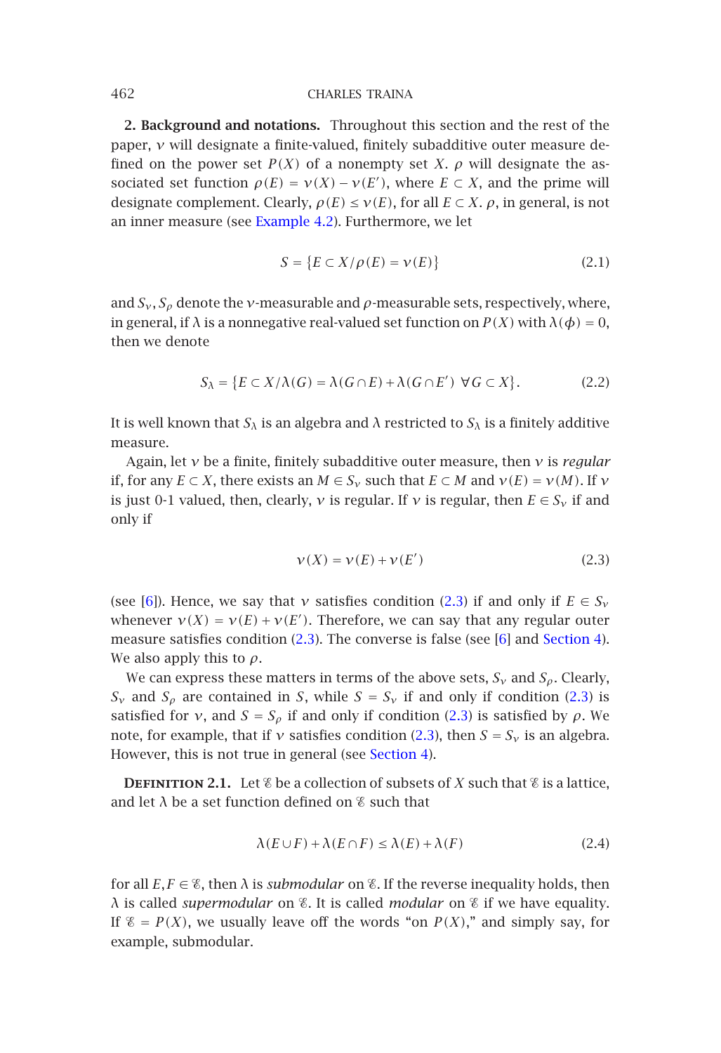**2. Background and notations.** Throughout this section and the rest of the paper, $\nu$ will designate a finite-valued, finitely subadditive outer measure defined on the power set $P(X)$ of a nonempty set $X$. $\rho$ will designate the associated set function $\rho(E) = \nu(X) - \nu(E')$, where $E \subset X$, and the prime will designate complement. Clearly, $\rho(E) \le \nu(E)$, for all $E \subset X$. $\rho$, in general, is not an inner measure (see Example 4.2). Furthermore, we let

$$S = \{E \subset X / \rho(E) = \nu(E)\} \tag{2.1}$$

and $S_\nu$, $S_\rho$ denote the $\nu$-measurable and $\rho$-measurable sets, respectively, where, in general, if $\lambda$ is a nonnegative real-valued set function on $P(X)$ with $\lambda(\phi) = 0$, then we denote

$$S_\lambda = \{E \subset X / \lambda(G) = \lambda(G \cap E) + \lambda(G \cap E') \ \forall G \subset X\}. \tag{2.2}$$

It is well known that $S_\lambda$ is an algebra and $\lambda$ restricted to $S_\lambda$ is a finitely additive measure.

Again, let $\nu$ be a finite, finitely subadditive outer measure, then $\nu$ is *regular* if, for any $E \subset X$, there exists an $M \in S_\nu$ such that $E \subset M$ and $\nu(E) = \nu(M)$. If $\nu$ is just 0-1 valued, then, clearly, $\nu$ is regular. If $\nu$ is regular, then $E \in S_\nu$ if and only if

$$\nu(X) = \nu(E) + \nu(E') \tag{2.3}$$

(see [6]). Hence, we say that $\nu$ satisfies condition (2.3) if and only if $E \in S_\nu$ whenever $\nu(X) = \nu(E) + \nu(E')$. Therefore, we can say that any regular outer measure satisfies condition (2.3). The converse is false (see [6] and Section 4). We also apply this to $\rho$.

We can express these matters in terms of the above sets, $S_\nu$ and $S_\rho$. Clearly, $S_\nu$ and $S_\rho$ are contained in $S$, while $S = S_\nu$ if and only if condition (2.3) is satisfied for $\nu$, and $S = S_\rho$ if and only if condition (2.3) is satisfied by $\rho$. We note, for example, that if $\nu$ satisfies condition (2.3), then $S = S_\nu$ is an algebra. However, this is not true in general (see Section 4).

**Definition 2.1.** Let $\mathscr{E}$ be a collection of subsets of $X$ such that $\mathscr{E}$ is a lattice, and let $\lambda$ be a set function defined on $\mathscr{E}$ such that

$$\lambda(E \cup F) + \lambda(E \cap F) \le \lambda(E) + \lambda(F) \tag{2.4}$$

for all $E, F \in \mathscr{E}$, then $\lambda$ is *submodular* on $\mathscr{E}$. If the reverse inequality holds, then $\lambda$ is called *supermodular* on $\mathscr{E}$. It is called *modular* on $\mathscr{E}$ if we have equality. If $\mathscr{E} = P(X)$, we usually leave off the words "on $P(X)$," and simply say, for example, submodular.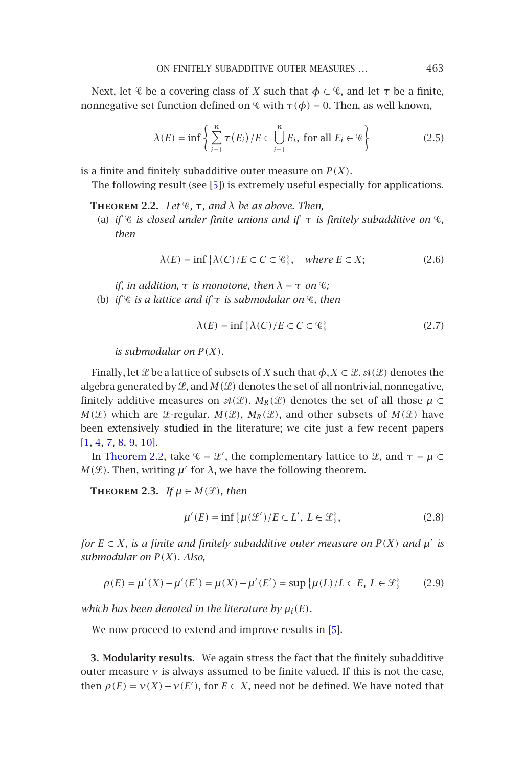Next, let $\mathscr{C}$ be a covering class of $X$ such that $\phi \in \mathscr{C}$, and let $\tau$ be a finite, nonnegative set function defined on $\mathscr{C}$ with $\tau(\phi) = 0$. Then, as well known,

$$\lambda(E) = \inf\left\{\sum_{i=1}^{n} \tau(E_i) / E \subset \bigcup_{i=1}^{n} E_i, \text{ for all } E_i \in \mathscr{C}\right\} \tag{2.5}$$

is a finite and finitely subadditive outer measure on $P(X)$.

The following result (see [5]) is extremely useful especially for applications.

**Theorem 2.2.** *Let $\mathscr{C}$, $\tau$, and $\lambda$ be as above. Then,*

(a) *if $\mathscr{C}$ is closed under finite unions and if $\tau$ is finitely subadditive on $\mathscr{C}$, then*

$$\lambda(E) = \inf\{\lambda(C) / E \subset C \in \mathscr{C}\}, \quad \textit{where } E \subset X; \tag{2.6}$$

*if, in addition, $\tau$ is monotone, then $\lambda = \tau$ on $\mathscr{C}$;*

(b) *if $\mathscr{C}$ is a lattice and if $\tau$ is submodular on $\mathscr{C}$, then*

$$\lambda(E) = \inf\{\lambda(C) / E \subset C \in \mathscr{C}\} \tag{2.7}$$

*is submodular on $P(X)$.*

Finally, let $\mathscr{L}$ be a lattice of subsets of $X$ such that $\phi, X \in \mathscr{L}$. $\mathscr{A}(\mathscr{L})$ denotes the algebra generated by $\mathscr{L}$, and $M(\mathscr{L})$ denotes the set of all nontrivial, nonnegative, finitely additive measures on $\mathscr{A}(\mathscr{L})$. $M_R(\mathscr{L})$ denotes the set of all those $\mu \in M(\mathscr{L})$ which are $\mathscr{L}$-regular. $M(\mathscr{L})$, $M_R(\mathscr{L})$, and other subsets of $M(\mathscr{L})$ have been extensively studied in the literature; we cite just a few recent papers [1, 4, 7, 8, 9, 10].

In Theorem 2.2, take $\mathscr{C} = \mathscr{L}'$, the complementary lattice to $\mathscr{L}$, and $\tau = \mu \in M(\mathscr{L})$. Then, writing $\mu'$ for $\lambda$, we have the following theorem.

**Theorem 2.3.** *If $\mu \in M(\mathscr{L})$, then*

$$\mu'(E) = \inf\{\mu(\mathscr{L}') / E \subset L',\ L \in \mathscr{L}\}, \tag{2.8}$$

*for $E \subset X$, is a finite and finitely subadditive outer measure on $P(X)$ and $\mu'$ is submodular on $P(X)$. Also,*

$$\rho(E) = \mu'(X) - \mu'(E') = \mu(X) - \mu'(E') = \sup\{\mu(L) / L \subset E,\ L \in \mathscr{L}\} \tag{2.9}$$

*which has been denoted in the literature by $\mu_i(E)$.*

We now proceed to extend and improve results in [5].

**3. Modularity results.** We again stress the fact that the finitely subadditive outer measure $\nu$ is always assumed to be finite valued. If this is not the case, then $\rho(E) = \nu(X) - \nu(E')$, for $E \subset X$, need not be defined. We have noted that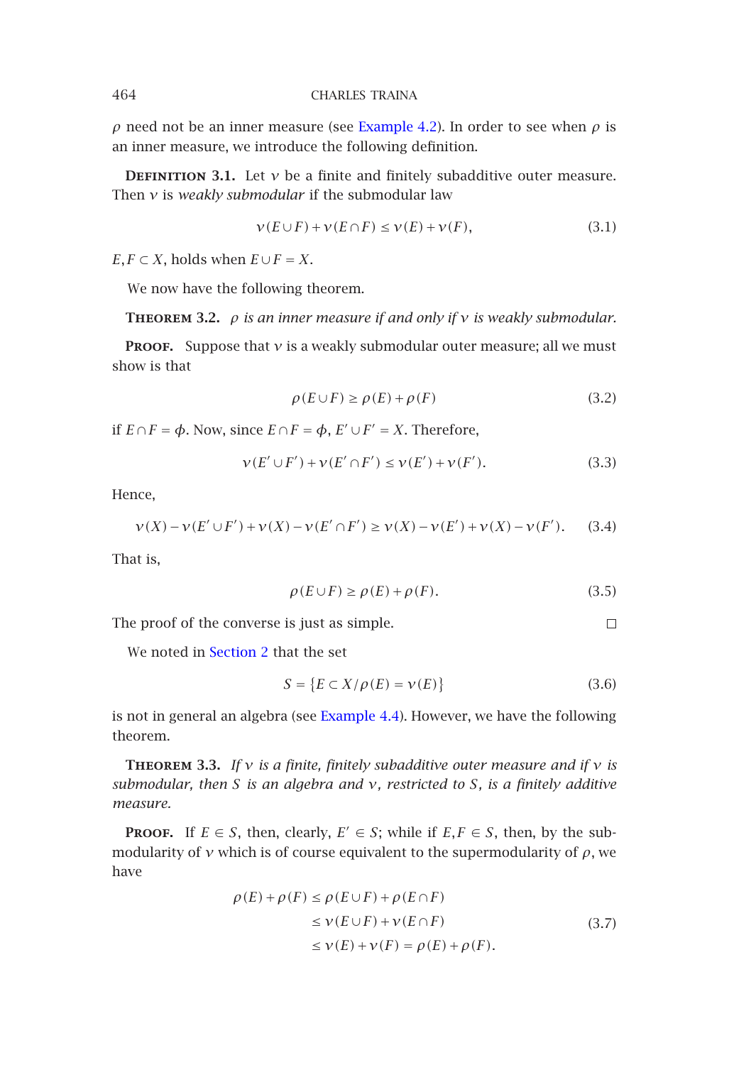$\rho$ need not be an inner measure (see Example 4.2). In order to see when $\rho$ is an inner measure, we introduce the following definition.

**Definition 3.1.** Let $\nu$ be a finite and finitely subadditive outer measure. Then $\nu$ is *weakly submodular* if the submodular law

$$\nu(E \cup F) + \nu(E \cap F) \le \nu(E) + \nu(F), \tag{3.1}$$

$E, F \subset X$, holds when $E \cup F = X$.

We now have the following theorem.

**Theorem 3.2.** *$\rho$ is an inner measure if and only if $\nu$ is weakly submodular.*

**Proof.** Suppose that $\nu$ is a weakly submodular outer measure; all we must show is that

$$\rho(E \cup F) \ge \rho(E) + \rho(F) \tag{3.2}$$

if $E \cap F = \phi$. Now, since $E \cap F = \phi$, $E' \cup F' = X$. Therefore,

$$\nu(E' \cup F') + \nu(E' \cap F') \le \nu(E') + \nu(F'). \tag{3.3}$$

Hence,

$$\nu(X) - \nu(E' \cup F') + \nu(X) - \nu(E' \cap F') \ge \nu(X) - \nu(E') + \nu(X) - \nu(F'). \tag{3.4}$$

That is,

$$\rho(E \cup F) \ge \rho(E) + \rho(F). \tag{3.5}$$

The proof of the converse is just as simple. □

We noted in Section 2 that the set

$$S = \{E \subset X / \rho(E) = \nu(E)\} \tag{3.6}$$

is not in general an algebra (see Example 4.4). However, we have the following theorem.

**Theorem 3.3.** *If $\nu$ is a finite, finitely subadditive outer measure and if $\nu$ is submodular, then $S$ is an algebra and $\nu$, restricted to $S$, is a finitely additive measure.*

**Proof.** If $E \in S$, then, clearly, $E' \in S$; while if $E, F \in S$, then, by the submodularity of $\nu$ which is of course equivalent to the supermodularity of $\rho$, we have

$$\begin{aligned}
\rho(E) + \rho(F) &\le \rho(E \cup F) + \rho(E \cap F) \\
&\le \nu(E \cup F) + \nu(E \cap F) \\
&\le \nu(E) + \nu(F) = \rho(E) + \rho(F).
\end{aligned} \tag{3.7}$$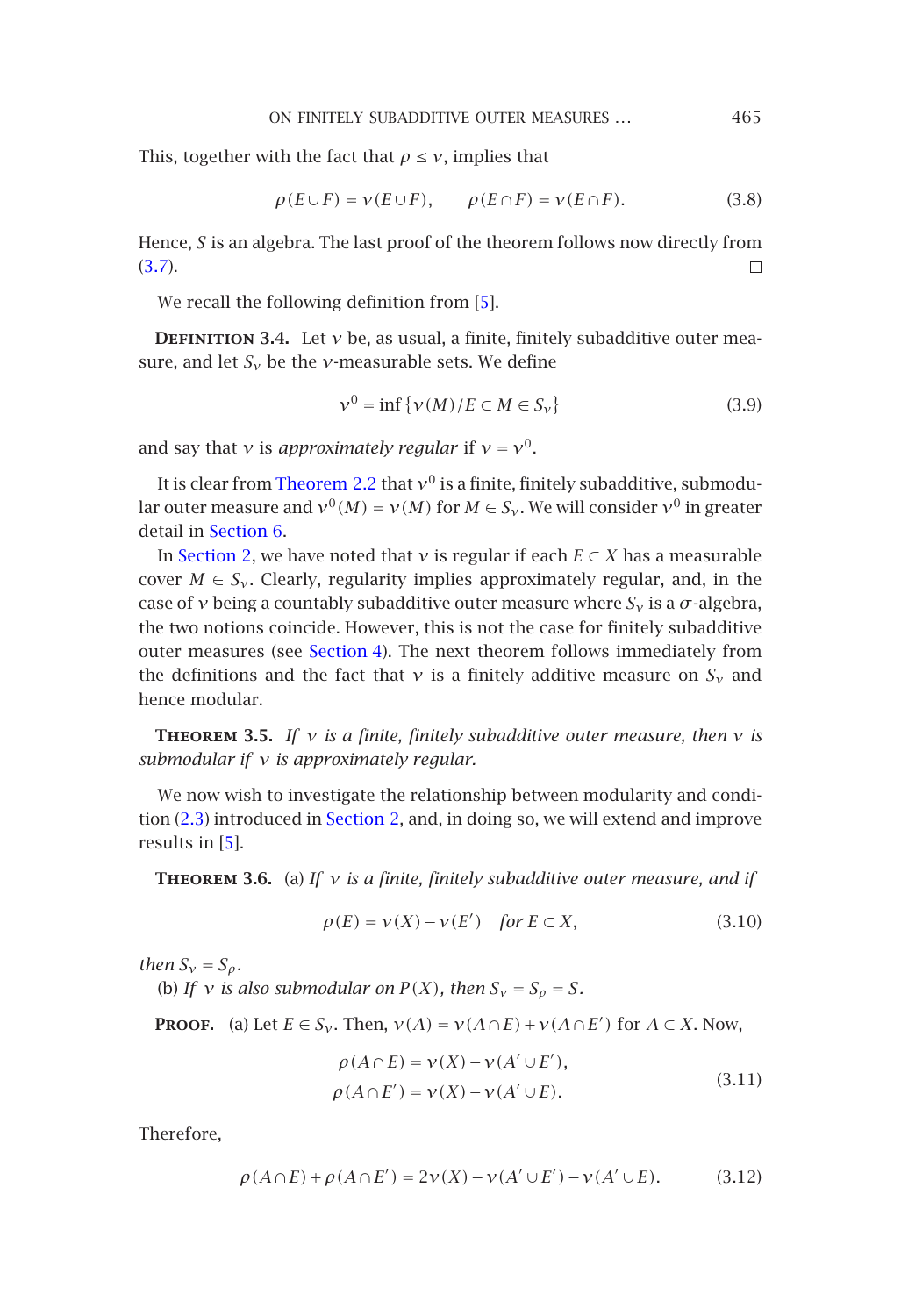This, together with the fact that $\rho \le \nu$, implies that

$$\rho(E \cup F) = \nu(E \cup F), \qquad \rho(E \cap F) = \nu(E \cap F). \tag{3.8}$$

Hence, $S$ is an algebra. The last proof of the theorem follows now directly from (3.7). □

We recall the following definition from [5].

**Definition 3.4.** Let $\nu$ be, as usual, a finite, finitely subadditive outer measure, and let $S_\nu$ be the $\nu$-measurable sets. We define

$$\nu^0 = \inf\{\nu(M)/E \subset M \in S_\nu\} \tag{3.9}$$

and say that $\nu$ is *approximately regular* if $\nu = \nu^0$.

It is clear from Theorem 2.2 that $\nu^0$ is a finite, finitely subadditive, submodular outer measure and $\nu^0(M) = \nu(M)$ for $M \in S_\nu$. We will consider $\nu^0$ in greater detail in Section 6.

In Section 2, we have noted that $\nu$ is regular if each $E \subset X$ has a measurable cover $M \in S_\nu$. Clearly, regularity implies approximately regular, and, in the case of $\nu$ being a countably subadditive outer measure where $S_\nu$ is a $\sigma$-algebra, the two notions coincide. However, this is not the case for finitely subadditive outer measures (see Section 4). The next theorem follows immediately from the definitions and the fact that $\nu$ is a finitely additive measure on $S_\nu$ and hence modular.

**Theorem 3.5.** *If $\nu$ is a finite, finitely subadditive outer measure, then $\nu$ is submodular if $\nu$ is approximately regular.*

We now wish to investigate the relationship between modularity and condition (2.3) introduced in Section 2, and, in doing so, we will extend and improve results in [5].

**Theorem 3.6.** (a) *If $\nu$ is a finite, finitely subadditive outer measure, and if*

$$\rho(E) = \nu(X) - \nu(E') \quad \text{for } E \subset X, \tag{3.10}$$

*then $S_\nu = S_\rho$.*

(b) *If $\nu$ is also submodular on $P(X)$, then $S_\nu = S_\rho = S$.*

**Proof.** (a) Let $E \in S_\nu$. Then, $\nu(A) = \nu(A \cap E) + \nu(A \cap E')$ for $A \subset X$. Now,

$$\begin{aligned} \rho(A \cap E) &= \nu(X) - \nu(A' \cup E'), \\ \rho(A \cap E') &= \nu(X) - \nu(A' \cup E). \end{aligned} \tag{3.11}$$

Therefore,

$$\rho(A \cap E) + \rho(A \cap E') = 2\nu(X) - \nu(A' \cup E') - \nu(A' \cup E). \tag{3.12}$$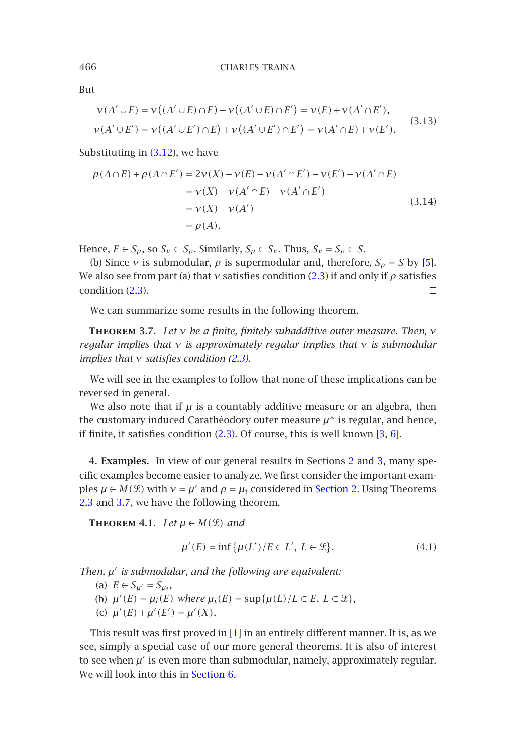But

$$
\begin{aligned}
\nu(A' \cup E) &= \nu\big((A' \cup E) \cap E\big) + \nu\big((A' \cup E) \cap E'\big) = \nu(E) + \nu(A' \cap E'),\\
\nu(A' \cup E') &= \nu\big((A' \cup E') \cap E\big) + \nu\big((A' \cup E') \cap E'\big) = \nu(A' \cap E) + \nu(E').
\end{aligned}
\tag{3.13}
$$

Substituting in (3.12), we have

$$
\begin{aligned}
\rho(A \cap E) + \rho(A \cap E') &= 2\nu(X) - \nu(E) - \nu(A' \cap E') - \nu(E') - \nu(A' \cap E)\\
&= \nu(X) - \nu(A' \cap E) - \nu(A' \cap E')\\
&= \nu(X) - \nu(A')\\
&= \rho(A).
\end{aligned}
\tag{3.14}
$$

Hence, $E \in S_\rho$, so $S_\nu \subset S_\rho$. Similarly, $S_\rho \subset S_\nu$. Thus, $S_\nu = S_\rho \subset S$.

(b) Since $\nu$ is submodular, $\rho$ is supermodular and, therefore, $S_\rho = S$ by [5]. We also see from part (a) that $\nu$ satisfies condition (2.3) if and only if $\rho$ satisfies condition (2.3). $\square$

We can summarize some results in the following theorem.

**Theorem 3.7.** *Let $\nu$ be a finite, finitely subadditive outer measure. Then, $\nu$ regular implies that $\nu$ is approximately regular implies that $\nu$ is submodular implies that $\nu$ satisfies condition (2.3).*

We will see in the examples to follow that none of these implications can be reversed in general.

We also note that if $\mu$ is a countably additive measure or an algebra, then the customary induced Carathéodory outer measure $\mu^*$ is regular, and hence, if finite, it satisfies condition (2.3). Of course, this is well known [3, 6].

**4. Examples.** In view of our general results in Sections 2 and 3, many specific examples become easier to analyze. We first consider the important examples $\mu \in M(\mathcal{L})$ with $\nu = \mu'$ and $\rho = \mu_i$ considered in Section 2. Using Theorems 2.3 and 3.7, we have the following theorem.

**Theorem 4.1.** *Let $\mu \in M(\mathcal{L})$ and*

$$
\mu'(E) = \inf\{\mu(L')/E \subset L',\ L \in \mathcal{L}\}.
\tag{4.1}
$$

*Then, $\mu'$ is submodular, and the following are equivalent:*

(a) $E \in S_{\mu'} = S_{\mu_i}$,

(b) $\mu'(E) = \mu_i(E)$ *where* $\mu_i(E) = \sup\{\mu(L)/L \subset E,\ L \in \mathcal{L}\}$,

(c) $\mu'(E) + \mu'(E') = \mu'(X)$.

This result was first proved in [1] in an entirely different manner. It is, as we see, simply a special case of our more general theorems. It is also of interest to see when $\mu'$ is even more than submodular, namely, approximately regular. We will look into this in Section 6.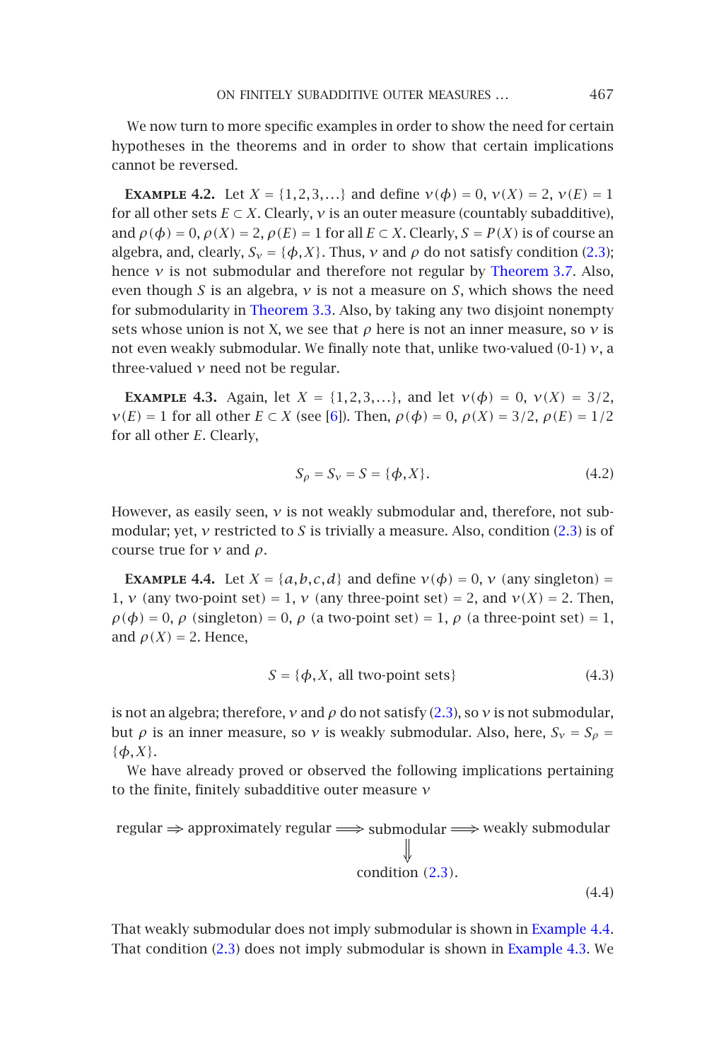We now turn to more specific examples in order to show the need for certain hypotheses in the theorems and in order to show that certain implications cannot be reversed.

**Example 4.2.** Let $X = \{1,2,3,\ldots\}$ and define $\nu(\phi) = 0$, $\nu(X) = 2$, $\nu(E) = 1$ for all other sets $E \subset X$. Clearly, $\nu$ is an outer measure (countably subadditive), and $\rho(\phi) = 0$, $\rho(X) = 2$, $\rho(E) = 1$ for all $E \subset X$. Clearly, $S = P(X)$ is of course an algebra, and, clearly, $S_\nu = \{\phi, X\}$. Thus, $\nu$ and $\rho$ do not satisfy condition (2.3); hence $\nu$ is not submodular and therefore not regular by Theorem 3.7. Also, even though $S$ is an algebra, $\nu$ is not a measure on $S$, which shows the need for submodularity in Theorem 3.3. Also, by taking any two disjoint nonempty sets whose union is not X, we see that $\rho$ here is not an inner measure, so $\nu$ is not even weakly submodular. We finally note that, unlike two-valued (0-1) $\nu$, a three-valued $\nu$ need not be regular.

**Example 4.3.** Again, let $X = \{1,2,3,\ldots\}$, and let $\nu(\phi) = 0$, $\nu(X) = 3/2$, $\nu(E) = 1$ for all other $E \subset X$ (see [6]). Then, $\rho(\phi) = 0$, $\rho(X) = 3/2$, $\rho(E) = 1/2$ for all other $E$. Clearly,

$$S_\rho = S_\nu = S = \{\phi, X\}. \tag{4.2}$$

However, as easily seen, $\nu$ is not weakly submodular and, therefore, not submodular; yet, $\nu$ restricted to $S$ is trivially a measure. Also, condition (2.3) is of course true for $\nu$ and $\rho$.

**Example 4.4.** Let $X = \{a,b,c,d\}$ and define $\nu(\phi) = 0$, $\nu$ (any singleton) $=$ 1, $\nu$ (any two-point set) $= 1$, $\nu$ (any three-point set) $= 2$, and $\nu(X) = 2$. Then, $\rho(\phi) = 0$, $\rho$ (singleton) $= 0$, $\rho$ (a two-point set) $= 1$, $\rho$ (a three-point set) $= 1$, and $\rho(X) = 2$. Hence,

$$S = \{\phi, X, \text{ all two-point sets}\} \tag{4.3}$$

is not an algebra; therefore, $\nu$ and $\rho$ do not satisfy (2.3), so $\nu$ is not submodular, but $\rho$ is an inner measure, so $\nu$ is weakly submodular. Also, here, $S_\nu = S_\rho = \{\phi, X\}$.

We have already proved or observed the following implications pertaining to the finite, finitely subadditive outer measure $\nu$

$$\begin{array}{c} \text{regular} \Rightarrow \text{approximately regular} \Longrightarrow \text{submodular} \Longrightarrow \text{weakly submodular} \\ \Downarrow \\ \text{condition (2.3).} \end{array} \tag{4.4}$$

That weakly submodular does not imply submodular is shown in Example 4.4. That condition (2.3) does not imply submodular is shown in Example 4.3. We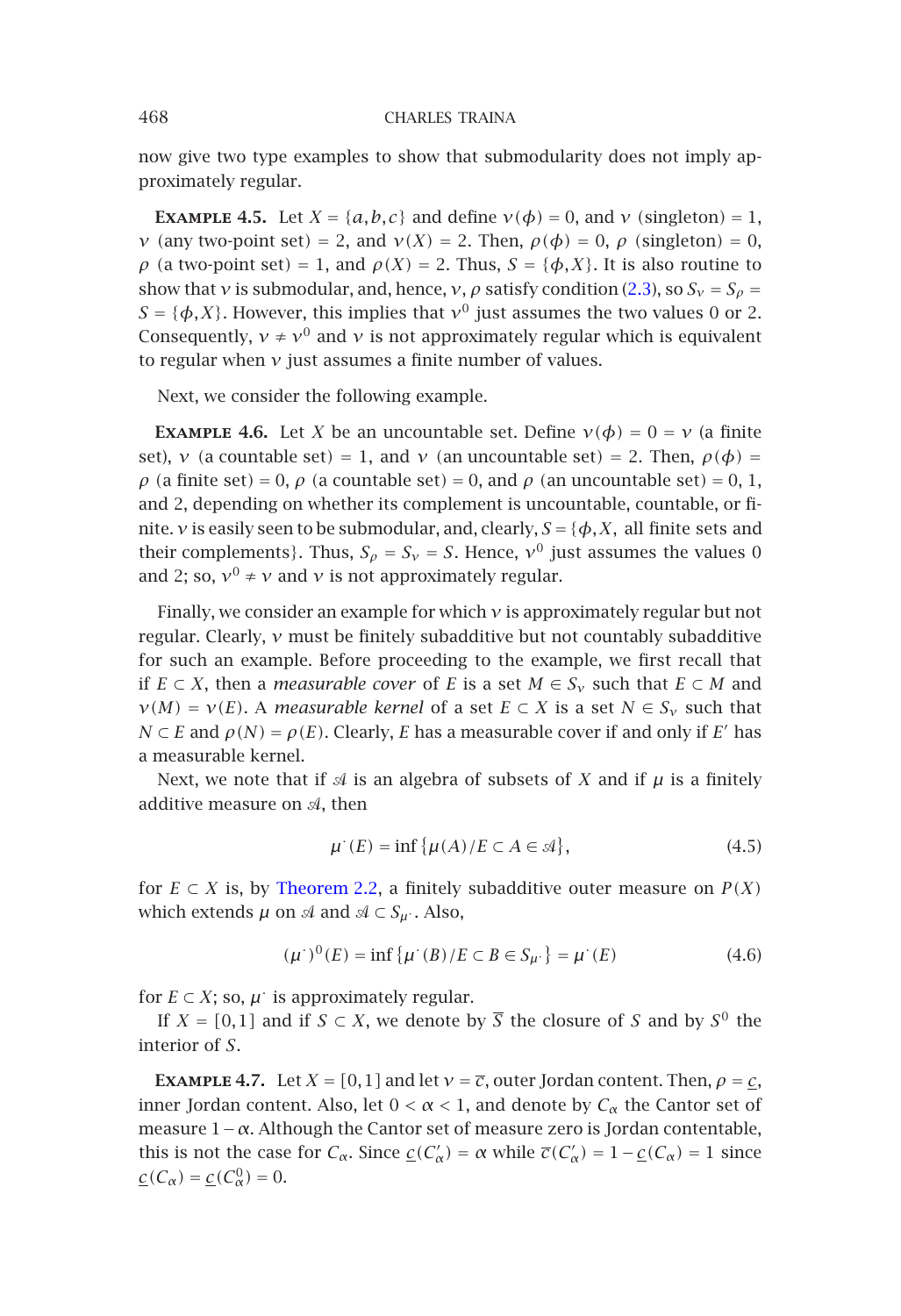now give two type examples to show that submodularity does not imply approximately regular.

**Example 4.5.** Let $X = \{a, b, c\}$ and define $\nu(\phi) = 0$, and $\nu$ (singleton) $= 1$, $\nu$ (any two-point set) $= 2$, and $\nu(X) = 2$. Then, $\rho(\phi) = 0$, $\rho$ (singleton) $= 0$, $\rho$ (a two-point set) $= 1$, and $\rho(X) = 2$. Thus, $S = \{\phi, X\}$. It is also routine to show that $\nu$ is submodular, and, hence, $\nu$, $\rho$ satisfy condition (2.3), so $S_\nu = S_\rho = S = \{\phi, X\}$. However, this implies that $\nu^0$ just assumes the two values 0 or 2. Consequently, $\nu \neq \nu^0$ and $\nu$ is not approximately regular which is equivalent to regular when $\nu$ just assumes a finite number of values.

Next, we consider the following example.

**Example 4.6.** Let $X$ be an uncountable set. Define $\nu(\phi) = 0 = \nu$ (a finite set), $\nu$ (a countable set) $= 1$, and $\nu$ (an uncountable set) $= 2$. Then, $\rho(\phi) = \rho$ (a finite set) $= 0$, $\rho$ (a countable set) $= 0$, and $\rho$ (an uncountable set) $= 0$, 1, and 2, depending on whether its complement is uncountable, countable, or finite. $\nu$ is easily seen to be submodular, and, clearly, $S = \{\phi, X,$ all finite sets and their complements$\}$. Thus, $S_\rho = S_\nu = S$. Hence, $\nu^0$ just assumes the values 0 and 2; so, $\nu^0 \neq \nu$ and $\nu$ is not approximately regular.

Finally, we consider an example for which $\nu$ is approximately regular but not regular. Clearly, $\nu$ must be finitely subadditive but not countably subadditive for such an example. Before proceeding to the example, we first recall that if $E \subset X$, then a *measurable cover* of $E$ is a set $M \in S_\nu$ such that $E \subset M$ and $\nu(M) = \nu(E)$. A *measurable kernel* of a set $E \subset X$ is a set $N \in S_\nu$ such that $N \subset E$ and $\rho(N) = \rho(E)$. Clearly, $E$ has a measurable cover if and only if $E'$ has a measurable kernel.

Next, we note that if $\mathcal{A}$ is an algebra of subsets of $X$ and if $\mu$ is a finitely additive measure on $\mathcal{A}$, then

$$\mu^{\cdot}(E) = \inf\{\mu(A)/E \subset A \in \mathcal{A}\}, \tag{4.5}$$

for $E \subset X$ is, by Theorem 2.2, a finitely subadditive outer measure on $P(X)$ which extends $\mu$ on $\mathcal{A}$ and $\mathcal{A} \subset S_{\mu^{\cdot}}$. Also,

$$(\mu^{\cdot})^0(E) = \inf\{\mu^{\cdot}(B)/E \subset B \in S_{\mu^{\cdot}}\} = \mu^{\cdot}(E) \tag{4.6}$$

for $E \subset X$; so, $\mu^{\cdot}$ is approximately regular.

If $X = [0,1]$ and if $S \subset X$, we denote by $\overline{S}$ the closure of $S$ and by $S^0$ the interior of $S$.

**Example 4.7.** Let $X = [0,1]$ and let $\nu = \overline{c}$, outer Jordan content. Then, $\rho = \underline{c}$, inner Jordan content. Also, let $0 < \alpha < 1$, and denote by $C_\alpha$ the Cantor set of measure $1 - \alpha$. Although the Cantor set of measure zero is Jordan contentable, this is not the case for $C_\alpha$. Since $\underline{c}(C'_\alpha) = \alpha$ while $\overline{c}(C'_\alpha) = 1 - \underline{c}(C_\alpha) = 1$ since $\underline{c}(C_\alpha) = \underline{c}(C^0_\alpha) = 0$.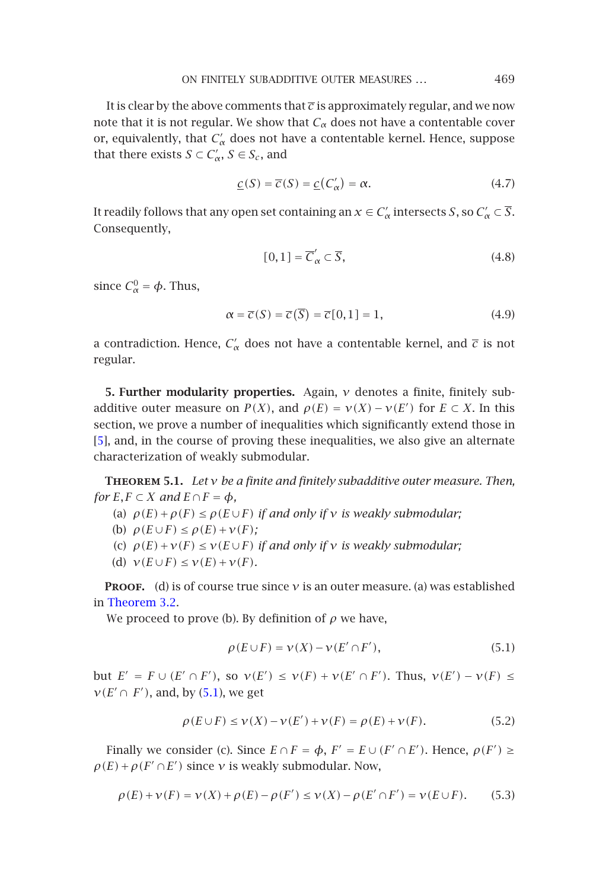It is clear by the above comments that $\overline{c}$ is approximately regular, and we now note that it is not regular. We show that $C_\alpha$ does not have a contentable cover or, equivalently, that $C'_\alpha$ does not have a contentable kernel. Hence, suppose that there exists $S \subset C'_\alpha$, $S \in S_c$, and

$$\underline{c}(S) = \overline{c}(S) = \underline{c}(C'_\alpha) = \alpha. \tag{4.7}$$

It readily follows that any open set containing an $x \in C'_\alpha$ intersects $S$, so $C'_\alpha \subset \overline{S}$. Consequently,

$$[0,1] = \overline{C}'_\alpha \subset \overline{S}, \tag{4.8}$$

since $C^0_\alpha = \phi$. Thus,

$$\alpha = \overline{c}(S) = \overline{c}(\overline{S}) = \overline{c}[0,1] = 1, \tag{4.9}$$

a contradiction. Hence, $C'_\alpha$ does not have a contentable kernel, and $\overline{c}$ is not regular.

**5. Further modularity properties.** Again, $\nu$ denotes a finite, finitely subadditive outer measure on $P(X)$, and $\rho(E) = \nu(X) - \nu(E')$ for $E \subset X$. In this section, we prove a number of inequalities which significantly extend those in [5], and, in the course of proving these inequalities, we also give an alternate characterization of weakly submodular.

**Theorem 5.1.** *Let $\nu$ be a finite and finitely subadditive outer measure. Then, for $E, F \subset X$ and $E \cap F = \phi$,*

(a) *$\rho(E) + \rho(F) \leq \rho(E \cup F)$ if and only if $\nu$ is weakly submodular;*

(b) *$\rho(E \cup F) \leq \rho(E) + \nu(F)$;*

(c) *$\rho(E) + \nu(F) \leq \nu(E \cup F)$ if and only if $\nu$ is weakly submodular;*

(d) *$\nu(E \cup F) \leq \nu(E) + \nu(F)$.*

**Proof.** (d) is of course true since $\nu$ is an outer measure. (a) was established in Theorem 3.2.

We proceed to prove (b). By definition of $\rho$ we have,

$$\rho(E \cup F) = \nu(X) - \nu(E' \cap F'), \tag{5.1}$$

but $E' = F \cup (E' \cap F')$, so $\nu(E') \leq \nu(F) + \nu(E' \cap F')$. Thus, $\nu(E') - \nu(F) \leq \nu(E' \cap F')$, and, by (5.1), we get

$$\rho(E \cup F) \leq \nu(X) - \nu(E') + \nu(F) = \rho(E) + \nu(F). \tag{5.2}$$

Finally we consider (c). Since $E \cap F = \phi$, $F' = E \cup (F' \cap E')$. Hence, $\rho(F') \geq \rho(E) + \rho(F' \cap E')$ since $\nu$ is weakly submodular. Now,

$$\rho(E) + \nu(F) = \nu(X) + \rho(E) - \rho(F') \leq \nu(X) - \rho(E' \cap F') = \nu(E \cup F). \tag{5.3}$$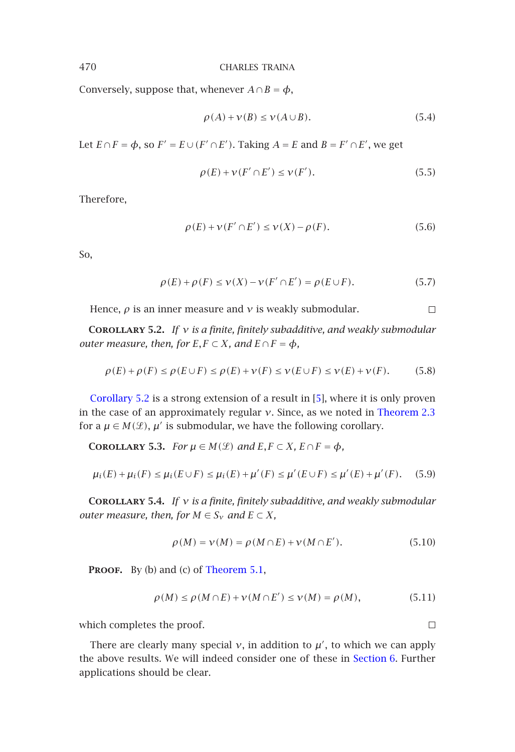Conversely, suppose that, whenever $A \cap B = \phi$,

$$\rho(A) + \nu(B) \leq \nu(A \cup B). \tag{5.4}$$

Let $E \cap F = \phi$, so $F' = E \cup (F' \cap E')$. Taking $A = E$ and $B = F' \cap E'$, we get

$$\rho(E) + \nu(F' \cap E') \leq \nu(F'). \tag{5.5}$$

Therefore,

$$\rho(E) + \nu(F' \cap E') \leq \nu(X) - \rho(F). \tag{5.6}$$

So,

$$\rho(E) + \rho(F) \leq \nu(X) - \nu(F' \cap E') = \rho(E \cup F). \tag{5.7}$$

Hence, $\rho$ is an inner measure and $\nu$ is weakly submodular. □

**Corollary 5.2.** *If $\nu$ is a finite, finitely subadditive, and weakly submodular outer measure, then, for $E, F \subset X$, and $E \cap F = \phi$,*

$$\rho(E) + \rho(F) \leq \rho(E \cup F) \leq \rho(E) + \nu(F) \leq \nu(E \cup F) \leq \nu(E) + \nu(F). \tag{5.8}$$

Corollary 5.2 is a strong extension of a result in [5], where it is only proven in the case of an approximately regular $\nu$. Since, as we noted in Theorem 2.3 for a $\mu \in M(\mathcal{L})$, $\mu'$ is submodular, we have the following corollary.

**Corollary 5.3.** *For $\mu \in M(\mathcal{L})$ and $E, F \subset X$, $E \cap F = \phi$,*

$$\mu_i(E) + \mu_i(F) \leq \mu_i(E \cup F) \leq \mu_i(E) + \mu'(F) \leq \mu'(E \cup F) \leq \mu'(E) + \mu'(F). \tag{5.9}$$

**Corollary 5.4.** *If $\nu$ is a finite, finitely subadditive, and weakly submodular outer measure, then, for $M \in S_\nu$ and $E \subset X$,*

$$\rho(M) = \nu(M) = \rho(M \cap E) + \nu(M \cap E'). \tag{5.10}$$

**Proof.** By (b) and (c) of Theorem 5.1,

$$\rho(M) \leq \rho(M \cap E) + \nu(M \cap E') \leq \nu(M) = \rho(M), \tag{5.11}$$

which completes the proof. □

There are clearly many special $\nu$, in addition to $\mu'$, to which we can apply the above results. We will indeed consider one of these in Section 6. Further applications should be clear.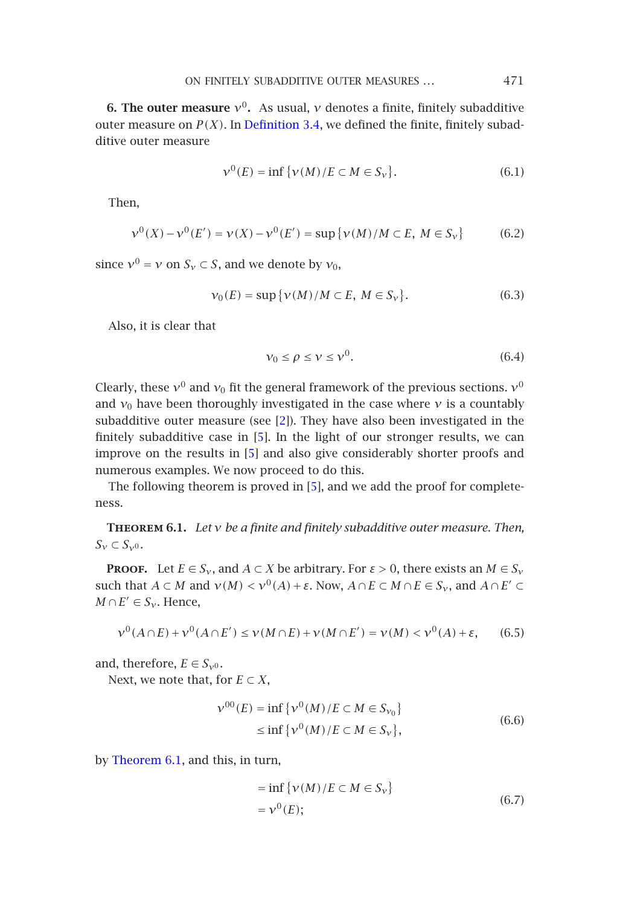## 6. The outer measure $\nu^0$.

As usual, $\nu$ denotes a finite, finitely subadditive outer measure on $P(X)$. In Definition 3.4, we defined the finite, finitely subadditive outer measure

$$\nu^0(E) = \inf\{\nu(M)/E \subset M \in S_\nu\}. \tag{6.1}$$

Then,

$$\nu^0(X) - \nu^0(E') = \nu(X) - \nu^0(E') = \sup\{\nu(M)/M \subset E,\ M \in S_\nu\} \tag{6.2}$$

since $\nu^0 = \nu$ on $S_\nu \subset S$, and we denote by $\nu_0$,

$$\nu_0(E) = \sup\{\nu(M)/M \subset E,\ M \in S_\nu\}. \tag{6.3}$$

Also, it is clear that

$$\nu_0 \le \rho \le \nu \le \nu^0. \tag{6.4}$$

Clearly, these $\nu^0$ and $\nu_0$ fit the general framework of the previous sections. $\nu^0$ and $\nu_0$ have been thoroughly investigated in the case where $\nu$ is a countably subadditive outer measure (see [2]). They have also been investigated in the finitely subadditive case in [5]. In the light of our stronger results, we can improve on the results in [5] and also give considerably shorter proofs and numerous examples. We now proceed to do this.

The following theorem is proved in [5], and we add the proof for completeness.

**Theorem 6.1.** *Let $\nu$ be a finite and finitely subadditive outer measure. Then, $S_\nu \subset S_{\nu^0}$.*

**Proof.** Let $E \in S_\nu$, and $A \subset X$ be arbitrary. For $\varepsilon > 0$, there exists an $M \in S_\nu$ such that $A \subset M$ and $\nu(M) < \nu^0(A) + \varepsilon$. Now, $A \cap E \subset M \cap E \in S_\nu$, and $A \cap E' \subset M \cap E' \in S_\nu$. Hence,

$$\nu^0(A\cap E) + \nu^0(A\cap E') \le \nu(M\cap E) + \nu(M\cap E') = \nu(M) < \nu^0(A) + \varepsilon, \tag{6.5}$$

and, therefore, $E \in S_{\nu^0}$.

Next, we note that, for $E \subset X$,

$$\begin{aligned} \nu^{00}(E) &= \inf\{\nu^0(M)/E \subset M \in S_{\nu_0}\} \\ &\le \inf\{\nu^0(M)/E \subset M \in S_\nu\}, \end{aligned} \tag{6.6}$$

by Theorem 6.1, and this, in turn,

$$\begin{aligned} &= \inf\{\nu(M)/E \subset M \in S_\nu\} \\ &= \nu^0(E); \end{aligned} \tag{6.7}$$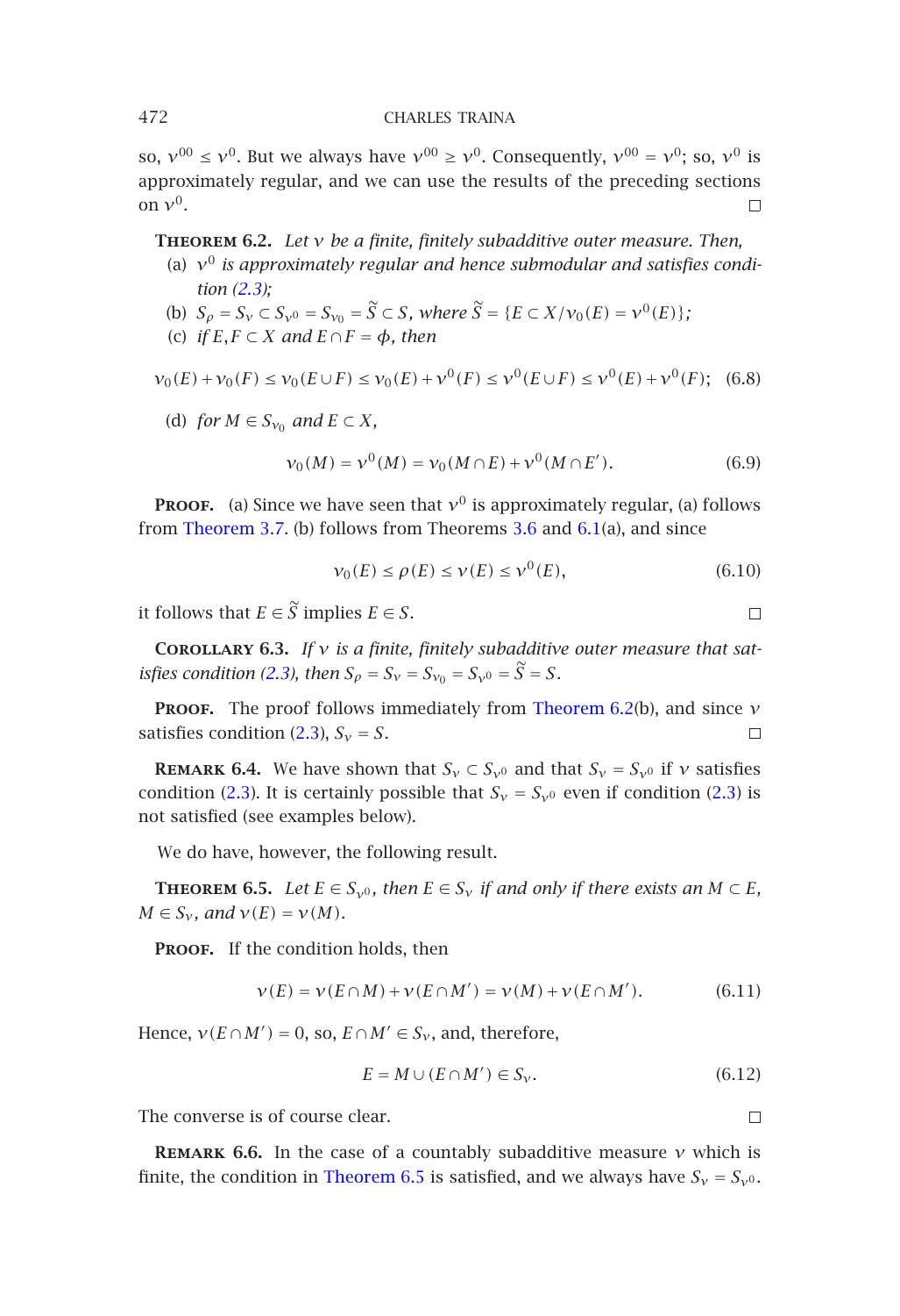so, $\nu^{00} \le \nu^0$. But we always have $\nu^{00} \ge \nu^0$. Consequently, $\nu^{00} = \nu^0$; so, $\nu^0$ is approximately regular, and we can use the results of the preceding sections on $\nu^0$. □

**Theorem 6.2.** *Let $\nu$ be a finite, finitely subadditive outer measure. Then,*

(a) *$\nu^0$ is approximately regular and hence submodular and satisfies condition (2.3);*

(b) *$S_\rho = S_\nu \subset S_{\nu^0} = S_{\nu_0} = \widetilde{S} \subset S$, where $\widetilde{S} = \{E \subset X / \nu_0(E) = \nu^0(E)\}$;*

(c) *if $E, F \subset X$ and $E \cap F = \phi$, then*

$$\nu_0(E) + \nu_0(F) \le \nu_0(E \cup F) \le \nu_0(E) + \nu^0(F) \le \nu^0(E \cup F) \le \nu^0(E) + \nu^0(F); \quad (6.8)$$

(d) *for $M \in S_{\nu_0}$ and $E \subset X$,*

$$\nu_0(M) = \nu^0(M) = \nu_0(M \cap E) + \nu^0(M \cap E'). \quad (6.9)$$

**Proof.** (a) Since we have seen that $\nu^0$ is approximately regular, (a) follows from Theorem 3.7. (b) follows from Theorems 3.6 and 6.1(a), and since

$$\nu_0(E) \le \rho(E) \le \nu(E) \le \nu^0(E), \quad (6.10)$$

it follows that $E \in \widetilde{S}$ implies $E \in S$. □

**Corollary 6.3.** *If $\nu$ is a finite, finitely subadditive outer measure that satisfies condition (2.3), then $S_\rho = S_\nu = S_{\nu_0} = S_{\nu^0} = \widetilde{S} = S$.*

**Proof.** The proof follows immediately from Theorem 6.2(b), and since $\nu$ satisfies condition (2.3), $S_\nu = S$. □

**Remark 6.4.** We have shown that $S_\nu \subset S_{\nu^0}$ and that $S_\nu = S_{\nu^0}$ if $\nu$ satisfies condition (2.3). It is certainly possible that $S_\nu = S_{\nu^0}$ even if condition (2.3) is not satisfied (see examples below).

We do have, however, the following result.

**Theorem 6.5.** *Let $E \in S_{\nu^0}$, then $E \in S_\nu$ if and only if there exists an $M \subset E$, $M \in S_\nu$, and $\nu(E) = \nu(M)$.*

**Proof.** If the condition holds, then

$$\nu(E) = \nu(E \cap M) + \nu(E \cap M') = \nu(M) + \nu(E \cap M'). \quad (6.11)$$

Hence, $\nu(E \cap M') = 0$, so, $E \cap M' \in S_\nu$, and, therefore,

$$E = M \cup (E \cap M') \in S_\nu. \quad (6.12)$$

The converse is of course clear. □

**Remark 6.6.** In the case of a countably subadditive measure $\nu$ which is finite, the condition in Theorem 6.5 is satisfied, and we always have $S_\nu = S_{\nu^0}$.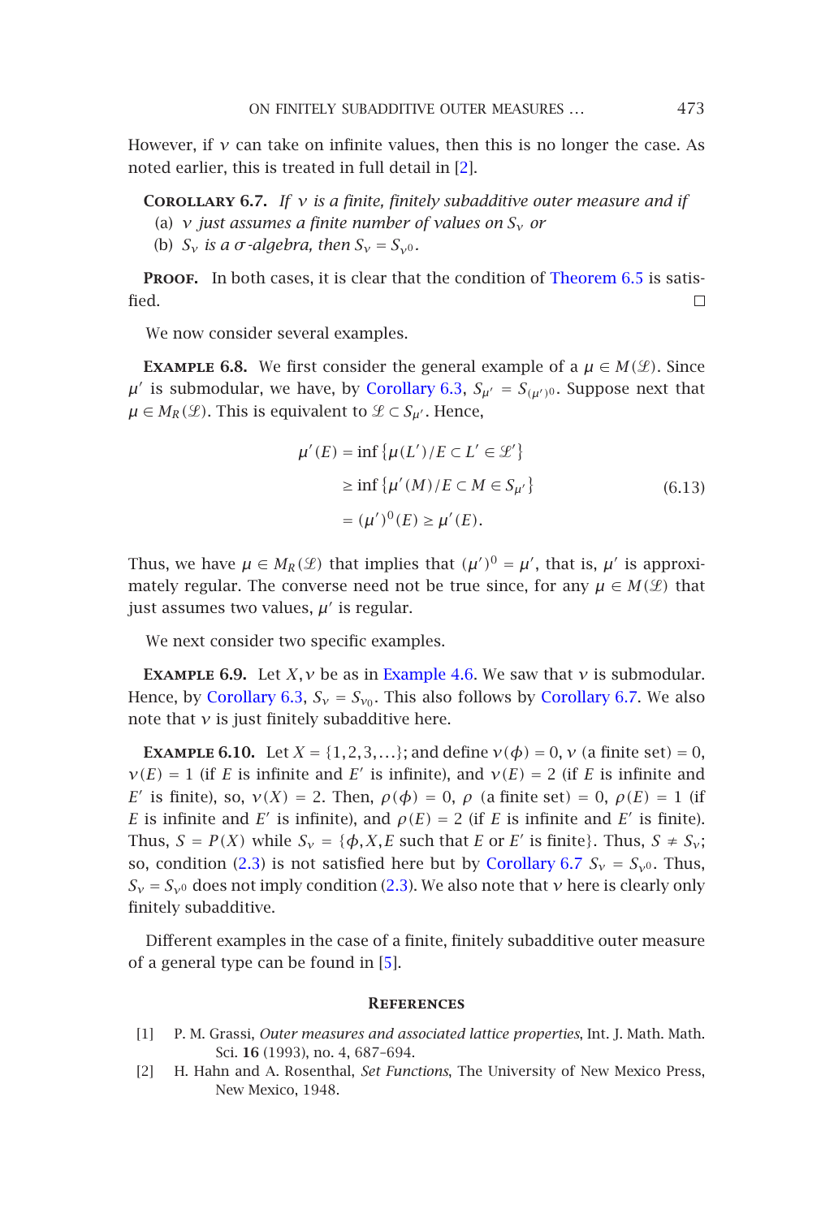However, if $\nu$ can take on infinite values, then this is no longer the case. As noted earlier, this is treated in full detail in [2].

**Corollary 6.7.** *If $\nu$ is a finite, finitely subadditive outer measure and if*

(a) *$\nu$ just assumes a finite number of values on $S_\nu$ or*

(b) *$S_\nu$ is a $\sigma$-algebra, then $S_\nu = S_{\nu^0}$.*

**Proof.** In both cases, it is clear that the condition of Theorem 6.5 is satisfied. □

We now consider several examples.

**Example 6.8.** We first consider the general example of a $\mu \in M(\mathcal{L})$. Since $\mu'$ is submodular, we have, by Corollary 6.3, $S_{\mu'} = S_{(\mu')^0}$. Suppose next that $\mu \in M_R(\mathcal{L})$. This is equivalent to $\mathcal{L} \subset S_{\mu'}$. Hence,

$$
\begin{aligned}
\mu'(E) &= \inf\{\mu(L')/E \subset L' \in \mathcal{L}'\} \\
&\geq \inf\{\mu'(M)/E \subset M \in S_{\mu'}\} \\
&= (\mu')^0(E) \geq \mu'(E).
\end{aligned}
\tag{6.13}
$$

Thus, we have $\mu \in M_R(\mathcal{L})$ that implies that $(\mu')^0 = \mu'$, that is, $\mu'$ is approximately regular. The converse need not be true since, for any $\mu \in M(\mathcal{L})$ that just assumes two values, $\mu'$ is regular.

We next consider two specific examples.

**Example 6.9.** Let $X, \nu$ be as in Example 4.6. We saw that $\nu$ is submodular. Hence, by Corollary 6.3, $S_\nu = S_{\nu_0}$. This also follows by Corollary 6.7. We also note that $\nu$ is just finitely subadditive here.

**Example 6.10.** Let $X = \{1,2,3,\dots\}$; and define $\nu(\phi) = 0$, $\nu$ (a finite set) $= 0$, $\nu(E) = 1$ (if $E$ is infinite and $E'$ is infinite), and $\nu(E) = 2$ (if $E$ is infinite and $E'$ is finite), so, $\nu(X) = 2$. Then, $\rho(\phi) = 0$, $\rho$ (a finite set) $= 0$, $\rho(E) = 1$ (if $E$ is infinite and $E'$ is infinite), and $\rho(E) = 2$ (if $E$ is infinite and $E'$ is finite). Thus, $S = P(X)$ while $S_\nu = \{\phi, X, E$ such that $E$ or $E'$ is finite$\}$. Thus, $S \neq S_\nu$; so, condition (2.3) is not satisfied here but by Corollary 6.7 $S_\nu = S_{\nu^0}$. Thus, $S_\nu = S_{\nu^0}$ does not imply condition (2.3). We also note that $\nu$ here is clearly only finitely subadditive.

Different examples in the case of a finite, finitely subadditive outer measure of a general type can be found in [5].

## References

[1] P. M. Grassi, *Outer measures and associated lattice properties*, Int. J. Math. Math. Sci. **16** (1993), no. 4, 687–694.

[2] H. Hahn and A. Rosenthal, *Set Functions*, The University of New Mexico Press, New Mexico, 1948.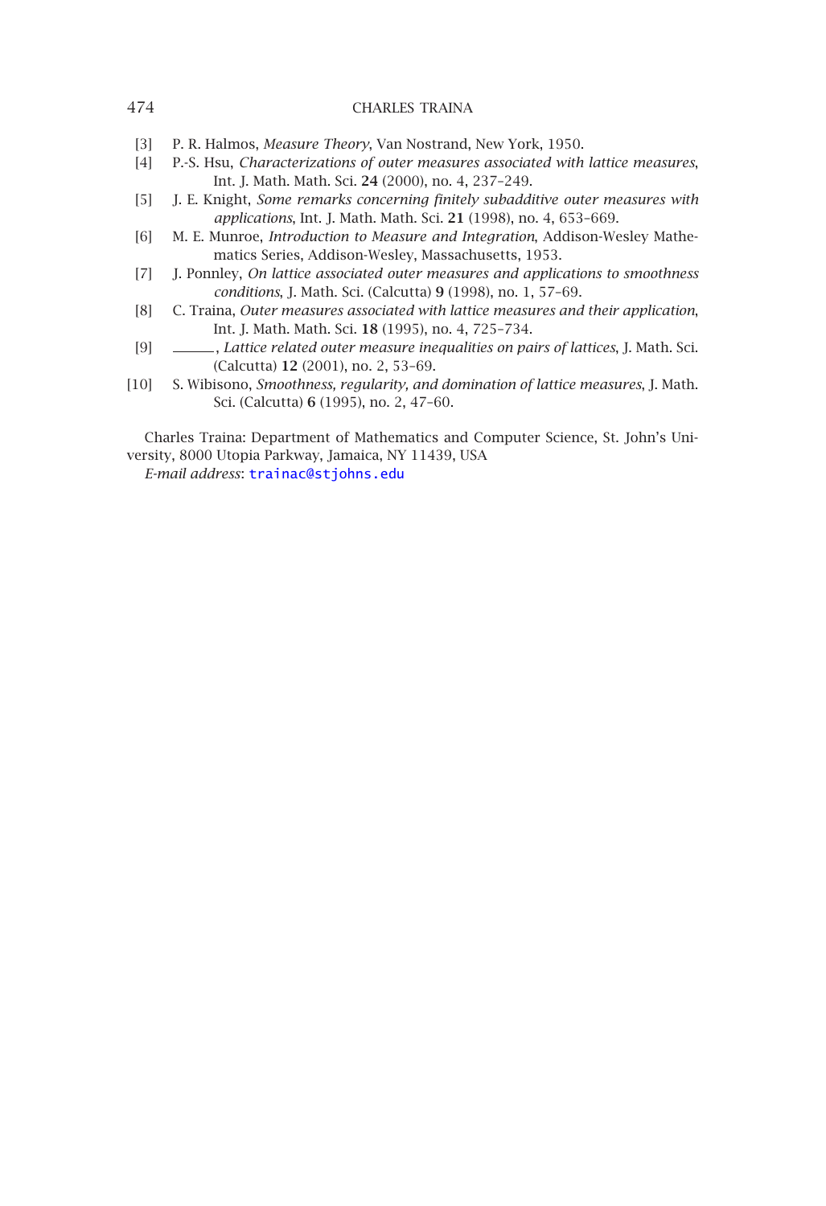[3] P. R. Halmos, *Measure Theory*, Van Nostrand, New York, 1950.

[4] P.-S. Hsu, *Characterizations of outer measures associated with lattice measures*, Int. J. Math. Math. Sci. **24** (2000), no. 4, 237–249.

[5] J. E. Knight, *Some remarks concerning finitely subadditive outer measures with applications*, Int. J. Math. Math. Sci. **21** (1998), no. 4, 653–669.

[6] M. E. Munroe, *Introduction to Measure and Integration*, Addison-Wesley Mathematics Series, Addison-Wesley, Massachusetts, 1953.

[7] J. Ponnley, *On lattice associated outer measures and applications to smoothness conditions*, J. Math. Sci. (Calcutta) **9** (1998), no. 1, 57–69.

[8] C. Traina, *Outer measures associated with lattice measures and their application*, Int. J. Math. Math. Sci. **18** (1995), no. 4, 725–734.

[9] ______, *Lattice related outer measure inequalities on pairs of lattices*, J. Math. Sci. (Calcutta) **12** (2001), no. 2, 53–69.

[10] S. Wibisono, *Smoothness, regularity, and domination of lattice measures*, J. Math. Sci. (Calcutta) **6** (1995), no. 2, 47–60.

Charles Traina: Department of Mathematics and Computer Science, St. John's University, 8000 Utopia Parkway, Jamaica, NY 11439, USA

*E-mail address*: trainac@stjohns.edu